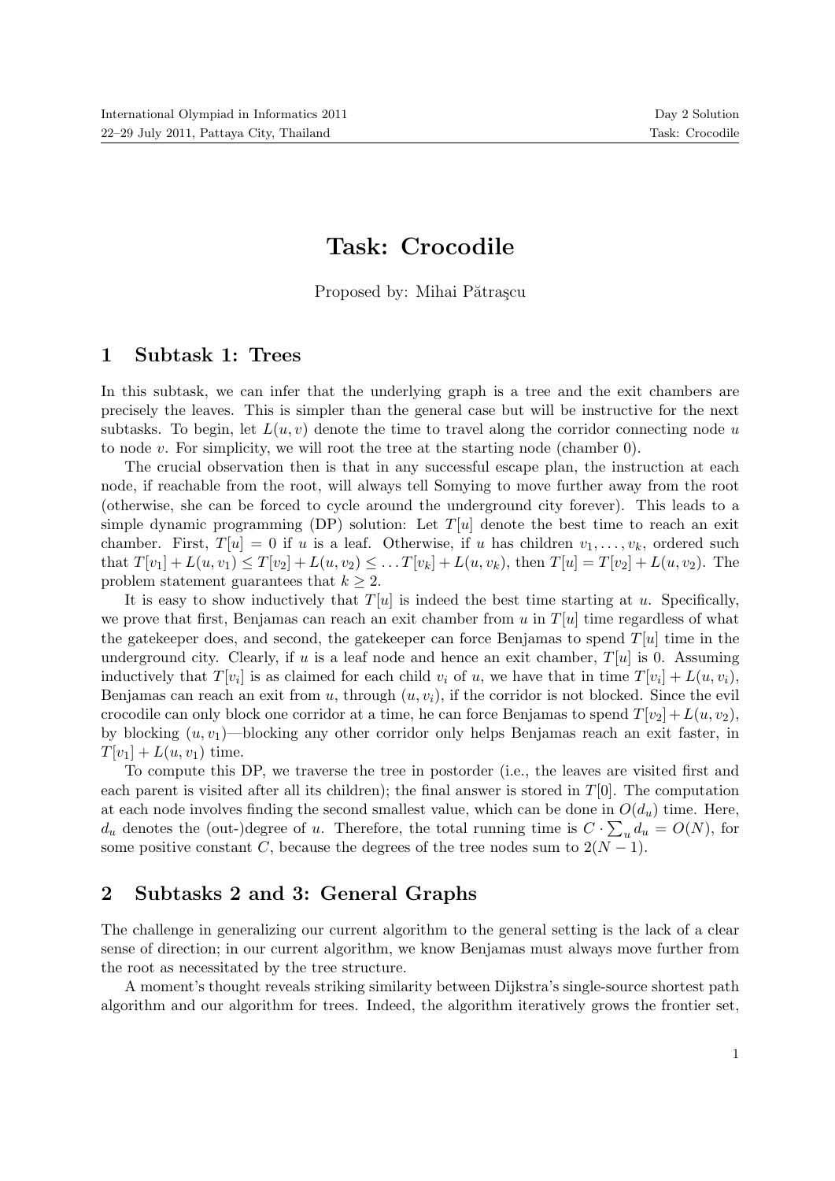# Task: Crocodile

Proposed by: Mihai Pătraşcu

## 1 Subtask 1: Trees

In this subtask, we can infer that the underlying graph is a tree and the exit chambers are precisely the leaves. This is simpler than the general case but will be instructive for the next subtasks. To begin, let $L(u, v)$ denote the time to travel along the corridor connecting node $u$ to node $v$. For simplicity, we will root the tree at the starting node (chamber 0).

The crucial observation then is that in any successful escape plan, the instruction at each node, if reachable from the root, will always tell Somying to move further away from the root (otherwise, she can be forced to cycle around the underground city forever). This leads to a simple dynamic programming (DP) solution: Let $T[u]$ denote the best time to reach an exit chamber. First, $T[u] = 0$ if $u$ is a leaf. Otherwise, if $u$ has children $v_1, \ldots, v_k$, ordered such that $T[v_1] + L(u, v_1) \leq T[v_2] + L(u, v_2) \leq \ldots T[v_k] + L(u, v_k)$, then $T[u] = T[v_2] + L(u, v_2)$. The problem statement guarantees that $k \geq 2$.

It is easy to show inductively that $T[u]$ is indeed the best time starting at $u$. Specifically, we prove that first, Benjamas can reach an exit chamber from $u$ in $T[u]$ time regardless of what the gatekeeper does, and second, the gatekeeper can force Benjamas to spend $T[u]$ time in the underground city. Clearly, if $u$ is a leaf node and hence an exit chamber, $T[u]$ is 0. Assuming inductively that $T[v_i]$ is as claimed for each child $v_i$ of $u$, we have that in time $T[v_i] + L(u, v_i)$, Benjamas can reach an exit from $u$, through $(u, v_i)$, if the corridor is not blocked. Since the evil crocodile can only block one corridor at a time, he can force Benjamas to spend $T[v_2] + L(u, v_2)$, by blocking $(u, v_1)$—blocking any other corridor only helps Benjamas reach an exit faster, in $T[v_1] + L(u, v_1)$ time.

To compute this DP, we traverse the tree in postorder (i.e., the leaves are visited first and each parent is visited after all its children); the final answer is stored in $T[0]$. The computation at each node involves finding the second smallest value, which can be done in $O(d_u)$ time. Here, $d_u$ denotes the (out-)degree of $u$. Therefore, the total running time is $C \cdot \sum_u d_u = O(N)$, for some positive constant $C$, because the degrees of the tree nodes sum to $2(N - 1)$.

## 2 Subtasks 2 and 3: General Graphs

The challenge in generalizing our current algorithm to the general setting is the lack of a clear sense of direction; in our current algorithm, we know Benjamas must always move further from the root as necessitated by the tree structure.

A moment's thought reveals striking similarity between Dijkstra's single-source shortest path algorithm and our algorithm for trees. Indeed, the algorithm iteratively grows the frontier set,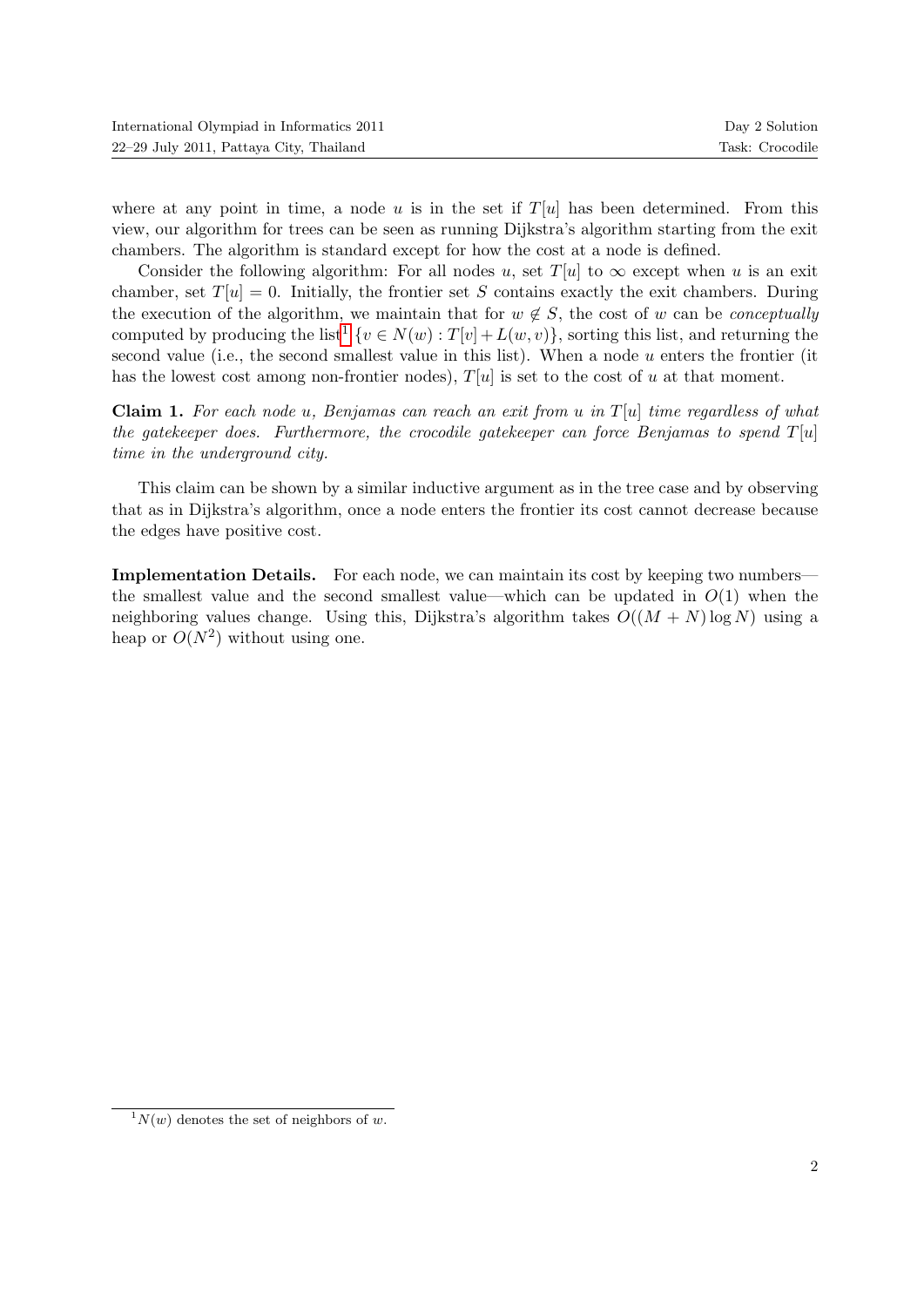where at any point in time, a node $u$ is in the set if $T[u]$ has been determined. From this view, our algorithm for trees can be seen as running Dijkstra's algorithm starting from the exit chambers. The algorithm is standard except for how the cost at a node is defined.

Consider the following algorithm: For all nodes $u$, set $T[u]$ to $\infty$ except when $u$ is an exit chamber, set $T[u] = 0$. Initially, the frontier set $S$ contains exactly the exit chambers. During the execution of the algorithm, we maintain that for $w \notin S$, the cost of $w$ can be *conceptually* computed by producing the list[1] $\{v \in N(w) : T[v] + L(w, v)\}$, sorting this list, and returning the second value (i.e., the second smallest value in this list). When a node $u$ enters the frontier (it has the lowest cost among non-frontier nodes), $T[u]$ is set to the cost of $u$ at that moment.

**Claim 1.** *For each node $u$, Benjamas can reach an exit from $u$ in $T[u]$ time regardless of what the gatekeeper does. Furthermore, the crocodile gatekeeper can force Benjamas to spend $T[u]$ time in the underground city.*

This claim can be shown by a similar inductive argument as in the tree case and by observing that as in Dijkstra's algorithm, once a node enters the frontier its cost cannot decrease because the edges have positive cost.

**Implementation Details.** For each node, we can maintain its cost by keeping two numbers—the smallest value and the second smallest value—which can be updated in $O(1)$ when the neighboring values change. Using this, Dijkstra's algorithm takes $O((M + N) \log N)$ using a heap or $O(N^2)$ without using one.

---

[1] $N(w)$ denotes the set of neighbors of $w$.